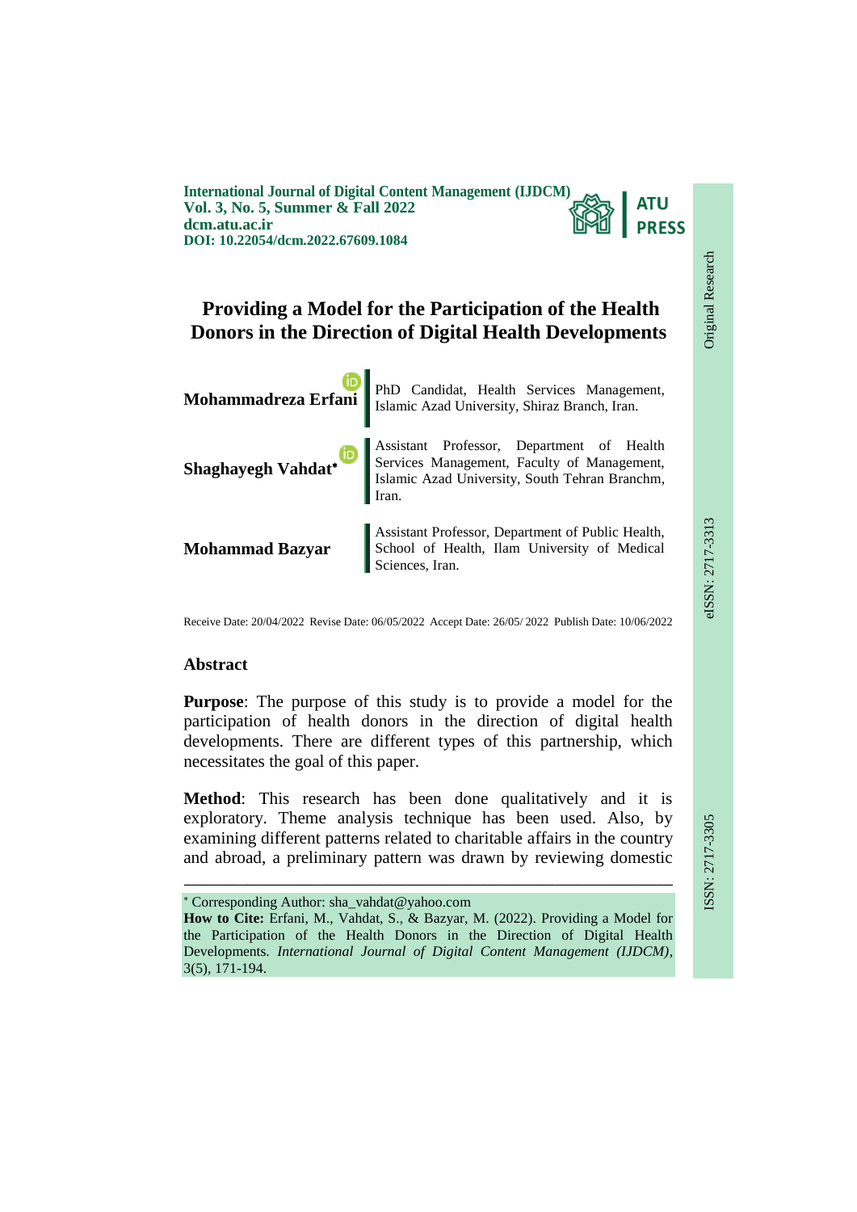**International Journal of Digital Content Management (IJDCM)**
**Vol. 3, No. 5, Summer & Fall 2022**
**dcm.atu.ac.ir**
**DOI: 10.22054/dcm.2022.67609.1084**

Original Research

eISSN: 2717-3313

ISSN: 2717-3305

# Providing a Model for the Participation of the Health Donors in the Direction of Digital Health Developments

**Mohammadreza Erfani** — PhD Candidat, Health Services Management, Islamic Azad University, Shiraz Branch, Iran.

**Shaghayegh Vahdat*** — Assistant Professor, Department of Health Services Management, Faculty of Management, Islamic Azad University, South Tehran Branchm, Iran.

**Mohammad Bazyar** — Assistant Professor, Department of Public Health, School of Health, Ilam University of Medical Sciences, Iran.

Receive Date: 20/04/2022 Revise Date: 06/05/2022 Accept Date: 26/05/ 2022 Publish Date: 10/06/2022

## Abstract

**Purpose**: The purpose of this study is to provide a model for the participation of health donors in the direction of digital health developments. There are different types of this partnership, which necessitates the goal of this paper.

**Method**: This research has been done qualitatively and it is exploratory. Theme analysis technique has been used. Also, by examining different patterns related to charitable affairs in the country and abroad, a preliminary pattern was drawn by reviewing domestic

---

* Corresponding Author: sha_vahdat@yahoo.com

**How to Cite:** Erfani, M., Vahdat, S., & Bazyar, M. (2022). Providing a Model for the Participation of the Health Donors in the Direction of Digital Health Developments. *International Journal of Digital Content Management (IJDCM)*, 3(5), 171-194.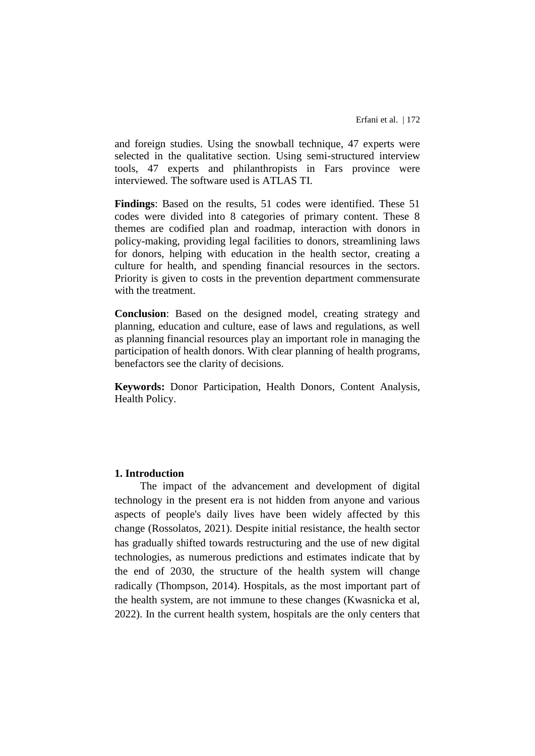and foreign studies. Using the snowball technique, 47 experts were selected in the qualitative section. Using semi-structured interview tools, 47 experts and philanthropists in Fars province were interviewed. The software used is ATLAS TI.

**Findings**: Based on the results, 51 codes were identified. These 51 codes were divided into 8 categories of primary content. These 8 themes are codified plan and roadmap, interaction with donors in policy-making, providing legal facilities to donors, streamlining laws for donors, helping with education in the health sector, creating a culture for health, and spending financial resources in the sectors. Priority is given to costs in the prevention department commensurate with the treatment.

**Conclusion**: Based on the designed model, creating strategy and planning, education and culture, ease of laws and regulations, as well as planning financial resources play an important role in managing the participation of health donors. With clear planning of health programs, benefactors see the clarity of decisions.

**Keywords:** Donor Participation, Health Donors, Content Analysis, Health Policy.

## 1. Introduction

The impact of the advancement and development of digital technology in the present era is not hidden from anyone and various aspects of people's daily lives have been widely affected by this change (Rossolatos, 2021). Despite initial resistance, the health sector has gradually shifted towards restructuring and the use of new digital technologies, as numerous predictions and estimates indicate that by the end of 2030, the structure of the health system will change radically (Thompson, 2014). Hospitals, as the most important part of the health system, are not immune to these changes (Kwasnicka et al, 2022). In the current health system, hospitals are the only centers that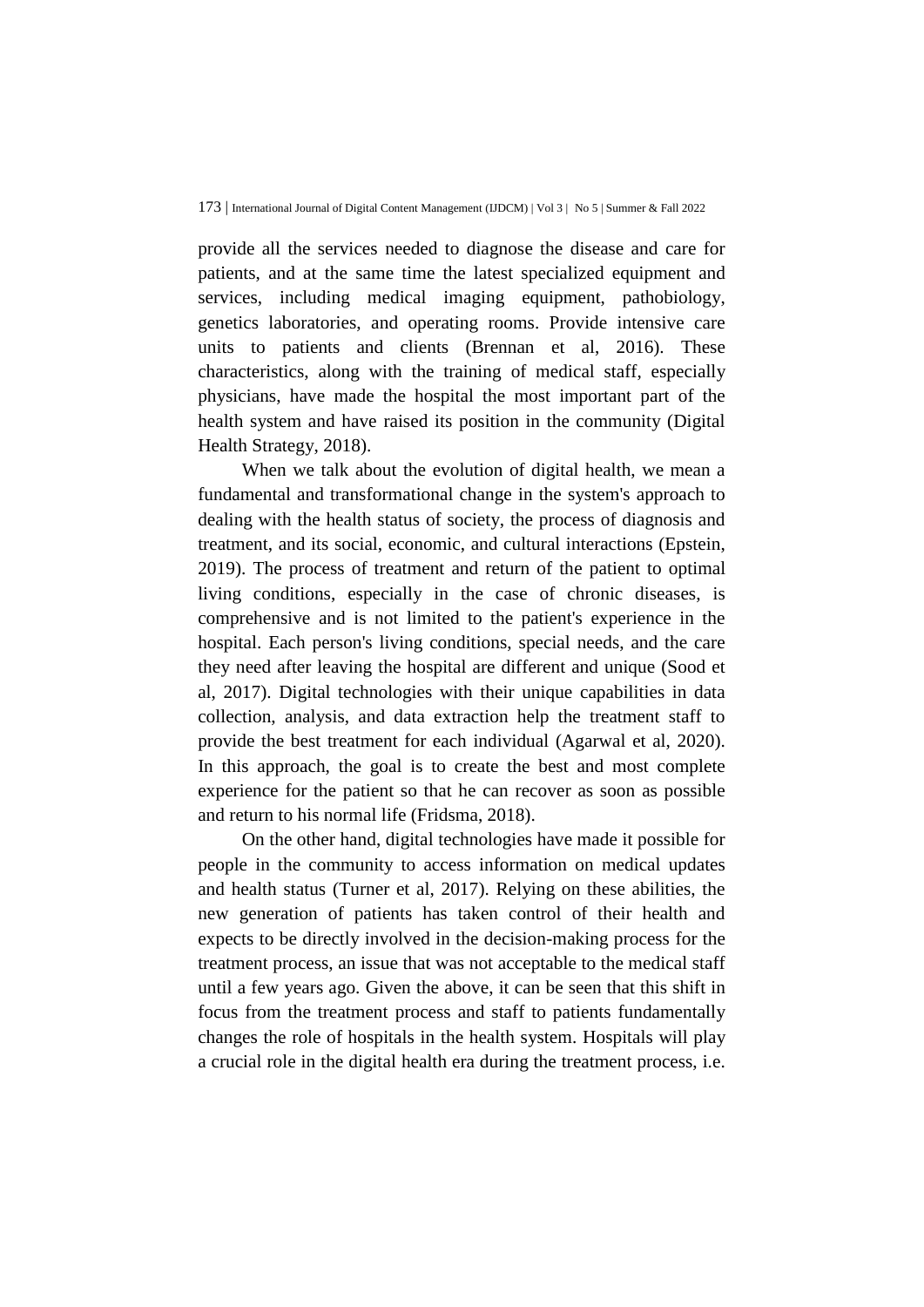provide all the services needed to diagnose the disease and care for patients, and at the same time the latest specialized equipment and services, including medical imaging equipment, pathobiology, genetics laboratories, and operating rooms. Provide intensive care units to patients and clients (Brennan et al, 2016). These characteristics, along with the training of medical staff, especially physicians, have made the hospital the most important part of the health system and have raised its position in the community (Digital Health Strategy, 2018).

When we talk about the evolution of digital health, we mean a fundamental and transformational change in the system's approach to dealing with the health status of society, the process of diagnosis and treatment, and its social, economic, and cultural interactions (Epstein, 2019). The process of treatment and return of the patient to optimal living conditions, especially in the case of chronic diseases, is comprehensive and is not limited to the patient's experience in the hospital. Each person's living conditions, special needs, and the care they need after leaving the hospital are different and unique (Sood et al, 2017). Digital technologies with their unique capabilities in data collection, analysis, and data extraction help the treatment staff to provide the best treatment for each individual (Agarwal et al, 2020). In this approach, the goal is to create the best and most complete experience for the patient so that he can recover as soon as possible and return to his normal life (Fridsma, 2018).

On the other hand, digital technologies have made it possible for people in the community to access information on medical updates and health status (Turner et al, 2017). Relying on these abilities, the new generation of patients has taken control of their health and expects to be directly involved in the decision-making process for the treatment process, an issue that was not acceptable to the medical staff until a few years ago. Given the above, it can be seen that this shift in focus from the treatment process and staff to patients fundamentally changes the role of hospitals in the health system. Hospitals will play a crucial role in the digital health era during the treatment process, i.e.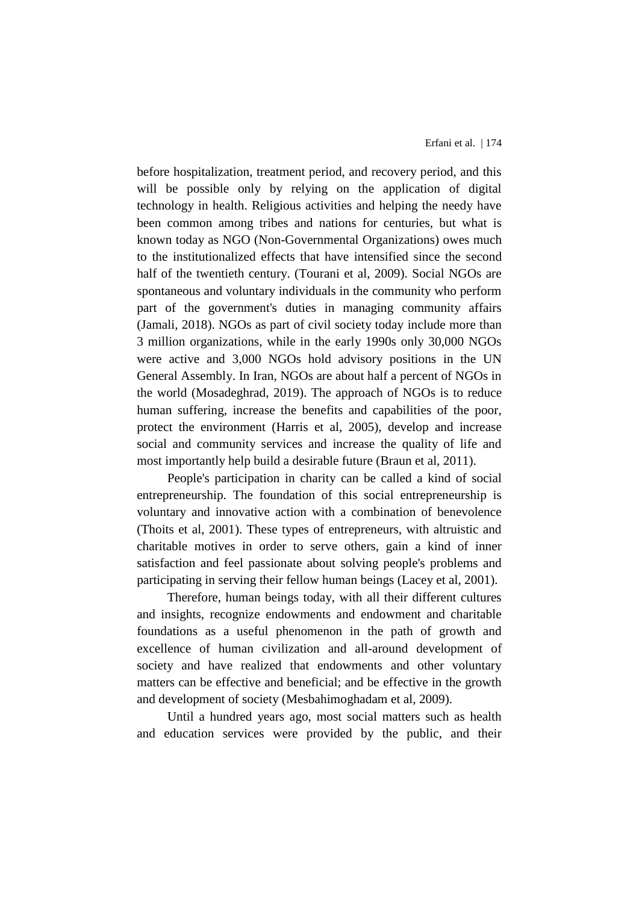before hospitalization, treatment period, and recovery period, and this will be possible only by relying on the application of digital technology in health. Religious activities and helping the needy have been common among tribes and nations for centuries, but what is known today as NGO (Non-Governmental Organizations) owes much to the institutionalized effects that have intensified since the second half of the twentieth century. (Tourani et al, 2009). Social NGOs are spontaneous and voluntary individuals in the community who perform part of the government's duties in managing community affairs (Jamali, 2018). NGOs as part of civil society today include more than 3 million organizations, while in the early 1990s only 30,000 NGOs were active and 3,000 NGOs hold advisory positions in the UN General Assembly. In Iran, NGOs are about half a percent of NGOs in the world (Mosadeghrad, 2019). The approach of NGOs is to reduce human suffering, increase the benefits and capabilities of the poor, protect the environment (Harris et al, 2005), develop and increase social and community services and increase the quality of life and most importantly help build a desirable future (Braun et al, 2011).

People's participation in charity can be called a kind of social entrepreneurship. The foundation of this social entrepreneurship is voluntary and innovative action with a combination of benevolence (Thoits et al, 2001). These types of entrepreneurs, with altruistic and charitable motives in order to serve others, gain a kind of inner satisfaction and feel passionate about solving people's problems and participating in serving their fellow human beings (Lacey et al, 2001).

Therefore, human beings today, with all their different cultures and insights, recognize endowments and endowment and charitable foundations as a useful phenomenon in the path of growth and excellence of human civilization and all-around development of society and have realized that endowments and other voluntary matters can be effective and beneficial; and be effective in the growth and development of society (Mesbahimoghadam et al, 2009).

Until a hundred years ago, most social matters such as health and education services were provided by the public, and their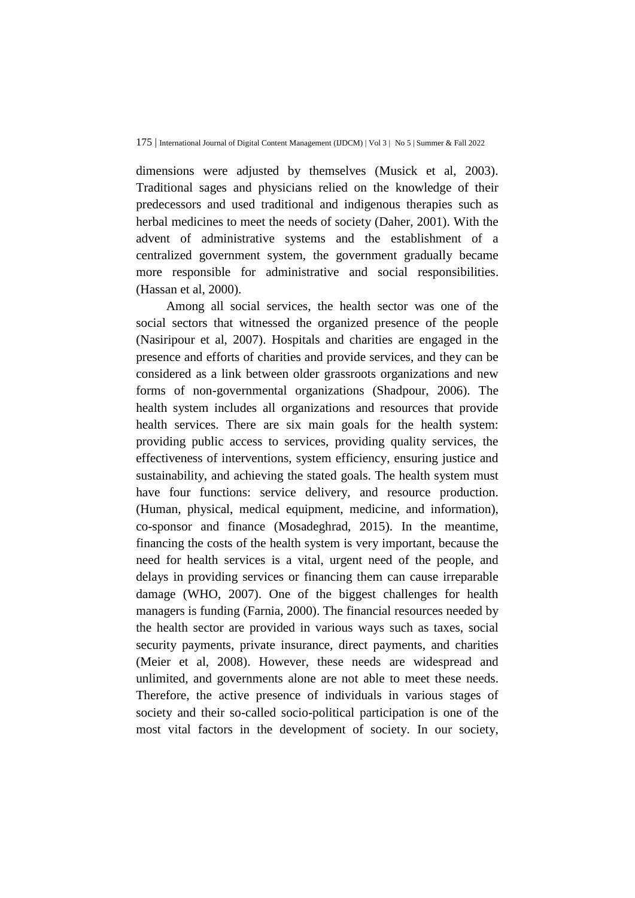dimensions were adjusted by themselves (Musick et al, 2003). Traditional sages and physicians relied on the knowledge of their predecessors and used traditional and indigenous therapies such as herbal medicines to meet the needs of society (Daher, 2001). With the advent of administrative systems and the establishment of a centralized government system, the government gradually became more responsible for administrative and social responsibilities. (Hassan et al, 2000).

Among all social services, the health sector was one of the social sectors that witnessed the organized presence of the people (Nasiripour et al, 2007). Hospitals and charities are engaged in the presence and efforts of charities and provide services, and they can be considered as a link between older grassroots organizations and new forms of non-governmental organizations (Shadpour, 2006). The health system includes all organizations and resources that provide health services. There are six main goals for the health system: providing public access to services, providing quality services, the effectiveness of interventions, system efficiency, ensuring justice and sustainability, and achieving the stated goals. The health system must have four functions: service delivery, and resource production. (Human, physical, medical equipment, medicine, and information), co-sponsor and finance (Mosadeghrad, 2015). In the meantime, financing the costs of the health system is very important, because the need for health services is a vital, urgent need of the people, and delays in providing services or financing them can cause irreparable damage (WHO, 2007). One of the biggest challenges for health managers is funding (Farnia, 2000). The financial resources needed by the health sector are provided in various ways such as taxes, social security payments, private insurance, direct payments, and charities (Meier et al, 2008). However, these needs are widespread and unlimited, and governments alone are not able to meet these needs. Therefore, the active presence of individuals in various stages of society and their so-called socio-political participation is one of the most vital factors in the development of society. In our society,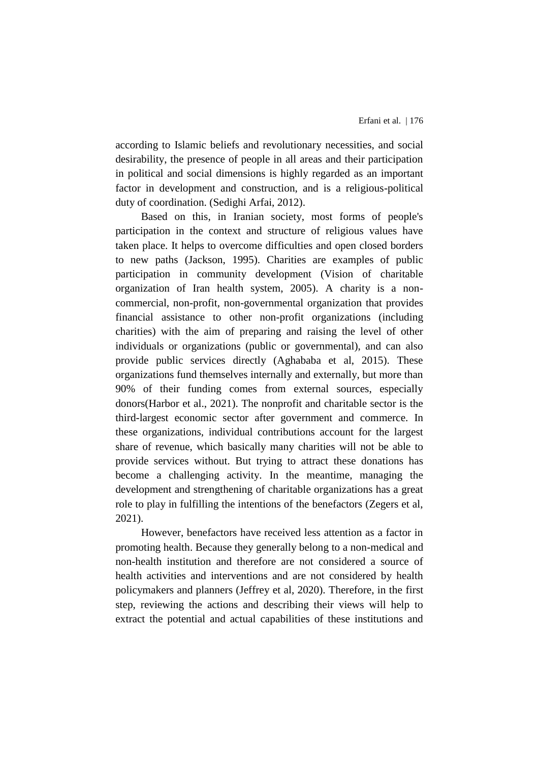according to Islamic beliefs and revolutionary necessities, and social desirability, the presence of people in all areas and their participation in political and social dimensions is highly regarded as an important factor in development and construction, and is a religious-political duty of coordination. (Sedighi Arfai, 2012).

Based on this, in Iranian society, most forms of people's participation in the context and structure of religious values have taken place. It helps to overcome difficulties and open closed borders to new paths (Jackson, 1995). Charities are examples of public participation in community development (Vision of charitable organization of Iran health system, 2005). A charity is a non-commercial, non-profit, non-governmental organization that provides financial assistance to other non-profit organizations (including charities) with the aim of preparing and raising the level of other individuals or organizations (public or governmental), and can also provide public services directly (Aghababa et al, 2015). These organizations fund themselves internally and externally, but more than 90% of their funding comes from external sources, especially donors(Harbor et al., 2021). The nonprofit and charitable sector is the third-largest economic sector after government and commerce. In these organizations, individual contributions account for the largest share of revenue, which basically many charities will not be able to provide services without. But trying to attract these donations has become a challenging activity. In the meantime, managing the development and strengthening of charitable organizations has a great role to play in fulfilling the intentions of the benefactors (Zegers et al, 2021).

However, benefactors have received less attention as a factor in promoting health. Because they generally belong to a non-medical and non-health institution and therefore are not considered a source of health activities and interventions and are not considered by health policymakers and planners (Jeffrey et al, 2020). Therefore, in the first step, reviewing the actions and describing their views will help to extract the potential and actual capabilities of these institutions and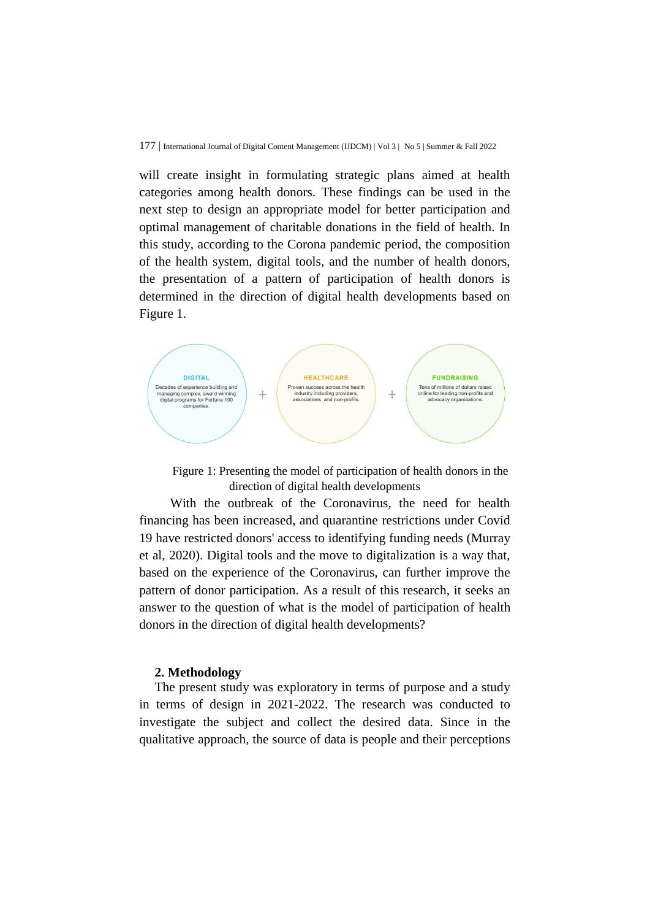will create insight in formulating strategic plans aimed at health categories among health donors. These findings can be used in the next step to design an appropriate model for better participation and optimal management of charitable donations in the field of health. In this study, according to the Corona pandemic period, the composition of the health system, digital tools, and the number of health donors, the presentation of a pattern of participation of health donors is determined in the direction of digital health developments based on Figure 1.

**DIGITAL**
Decades of experience building and managing complex, award winning digital programs for Fortune 100 companies.

\+

**HEALTHCARE**
Proven success across the health industry including providers, associations, and non-profits.

\+

**FUNDRAISING**
Tens of millions of dollars raised online for leading non-profits and advocacy organizations.

Figure 1: Presenting the model of participation of health donors in the direction of digital health developments

With the outbreak of the Coronavirus, the need for health financing has been increased, and quarantine restrictions under Covid 19 have restricted donors' access to identifying funding needs (Murray et al, 2020). Digital tools and the move to digitalization is a way that, based on the experience of the Coronavirus, can further improve the pattern of donor participation. As a result of this research, it seeks an answer to the question of what is the model of participation of health donors in the direction of digital health developments?

## 2. Methodology

The present study was exploratory in terms of purpose and a study in terms of design in 2021-2022. The research was conducted to investigate the subject and collect the desired data. Since in the qualitative approach, the source of data is people and their perceptions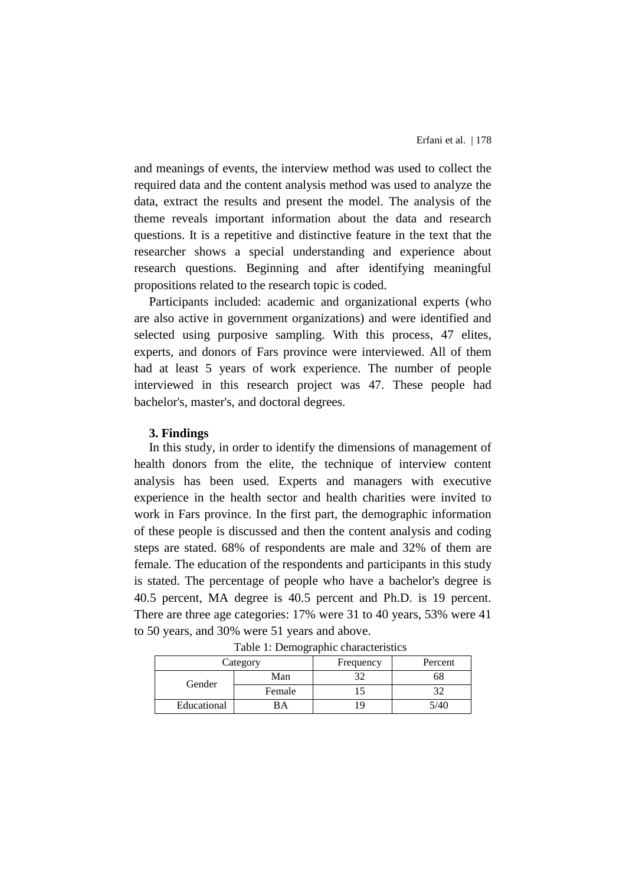and meanings of events, the interview method was used to collect the required data and the content analysis method was used to analyze the data, extract the results and present the model. The analysis of the theme reveals important information about the data and research questions. It is a repetitive and distinctive feature in the text that the researcher shows a special understanding and experience about research questions. Beginning and after identifying meaningful propositions related to the research topic is coded.

Participants included: academic and organizational experts (who are also active in government organizations) and were identified and selected using purposive sampling. With this process, 47 elites, experts, and donors of Fars province were interviewed. All of them had at least 5 years of work experience. The number of people interviewed in this research project was 47. These people had bachelor's, master's, and doctoral degrees.

### 3. Findings

In this study, in order to identify the dimensions of management of health donors from the elite, the technique of interview content analysis has been used. Experts and managers with executive experience in the health sector and health charities were invited to work in Fars province. In the first part, the demographic information of these people is discussed and then the content analysis and coding steps are stated. 68% of respondents are male and 32% of them are female. The education of the respondents and participants in this study is stated. The percentage of people who have a bachelor's degree is 40.5 percent, MA degree is 40.5 percent and Ph.D. is 19 percent. There are three age categories: 17% were 31 to 40 years, 53% were 41 to 50 years, and 30% were 51 years and above.

Table 1: Demographic characteristics

| Category | | Frequency | Percent |
|---|---|---|---|
| Gender | Man | 32 | 68 |
| | Female | 15 | 32 |
| Educational | BA | 19 | 5/40 |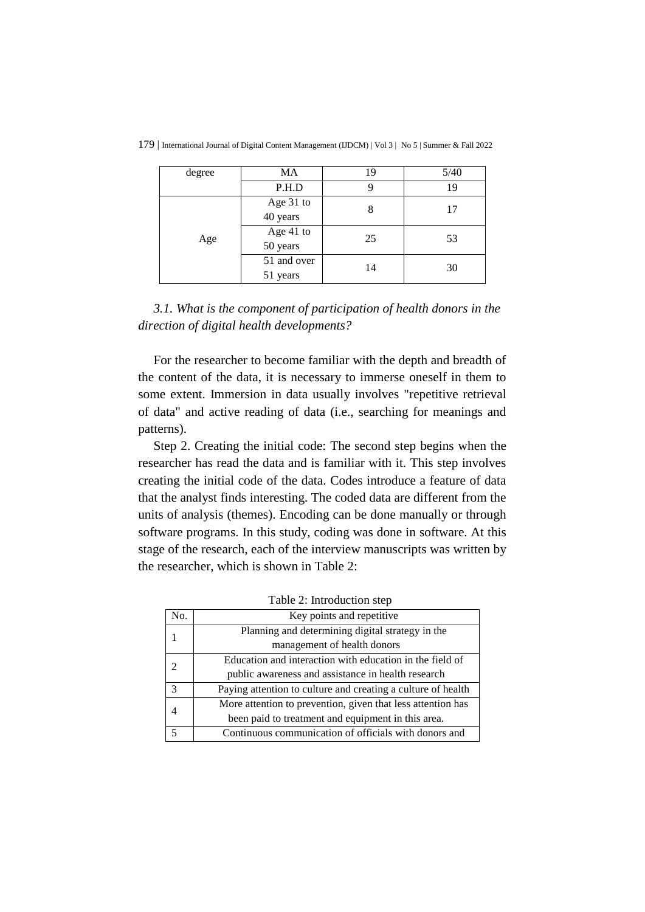| degree | MA | 19 | 5/40 |
|---|---|---|---|
| | P.H.D | 9 | 19 |
| Age | Age 31 to 40 years | 8 | 17 |
| | Age 41 to 50 years | 25 | 53 |
| | 51 and over 51 years | 14 | 30 |

### *3.1. What is the component of participation of health donors in the direction of digital health developments?*

For the researcher to become familiar with the depth and breadth of the content of the data, it is necessary to immerse oneself in them to some extent. Immersion in data usually involves "repetitive retrieval of data" and active reading of data (i.e., searching for meanings and patterns).

Step 2. Creating the initial code: The second step begins when the researcher has read the data and is familiar with it. This step involves creating the initial code of the data. Codes introduce a feature of data that the analyst finds interesting. The coded data are different from the units of analysis (themes). Encoding can be done manually or through software programs. In this study, coding was done in software. At this stage of the research, each of the interview manuscripts was written by the researcher, which is shown in Table 2:

Table 2: Introduction step

| No. | Key points and repetitive |
|---|---|
| 1 | Planning and determining digital strategy in the management of health donors |
| 2 | Education and interaction with education in the field of public awareness and assistance in health research |
| 3 | Paying attention to culture and creating a culture of health |
| 4 | More attention to prevention, given that less attention has been paid to treatment and equipment in this area. |
| 5 | Continuous communication of officials with donors and |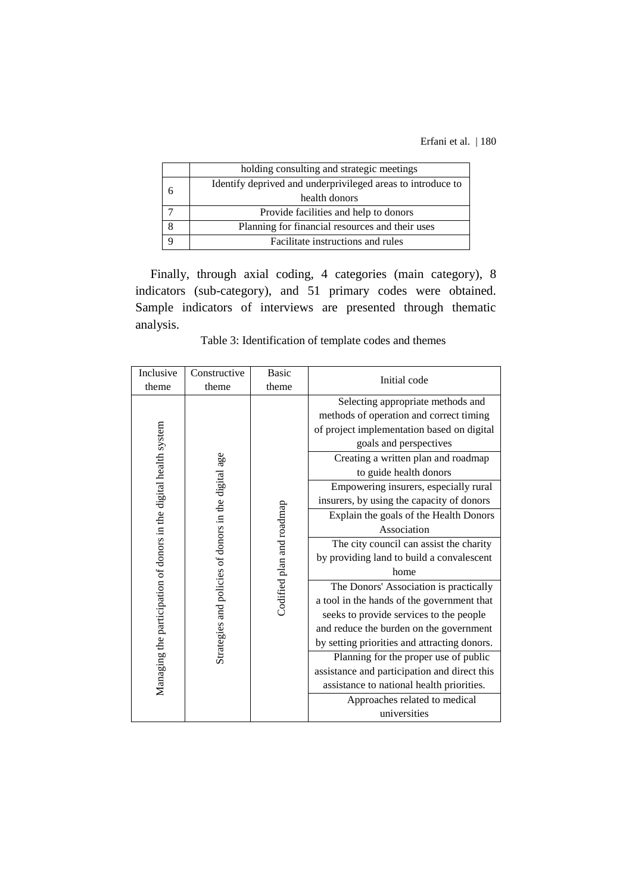| | holding consulting and strategic meetings |
|---|---|
| 6 | Identify deprived and underprivileged areas to introduce to health donors |
| 7 | Provide facilities and help to donors |
| 8 | Planning for financial resources and their uses |
| 9 | Facilitate instructions and rules |

Finally, through axial coding, 4 categories (main category), 8 indicators (sub-category), and 51 primary codes were obtained. Sample indicators of interviews are presented through thematic analysis.

Table 3: Identification of template codes and themes

| Inclusive theme | Constructive theme | Basic theme | Initial code |
|---|---|---|---|
| Managing the participation of donors in the digital health system | Strategies and policies of donors in the digital age | Codified plan and roadmap | Selecting appropriate methods and methods of operation and correct timing of project implementation based on digital goals and perspectives |
| | | | Creating a written plan and roadmap to guide health donors |
| | | | Empowering insurers, especially rural insurers, by using the capacity of donors |
| | | | Explain the goals of the Health Donors Association |
| | | | The city council can assist the charity by providing land to build a convalescent home |
| | | | The Donors' Association is practically a tool in the hands of the government that seeks to provide services to the people and reduce the burden on the government by setting priorities and attracting donors. |
| | | | Planning for the proper use of public assistance and participation and direct this assistance to national health priorities. |
| | | | Approaches related to medical universities |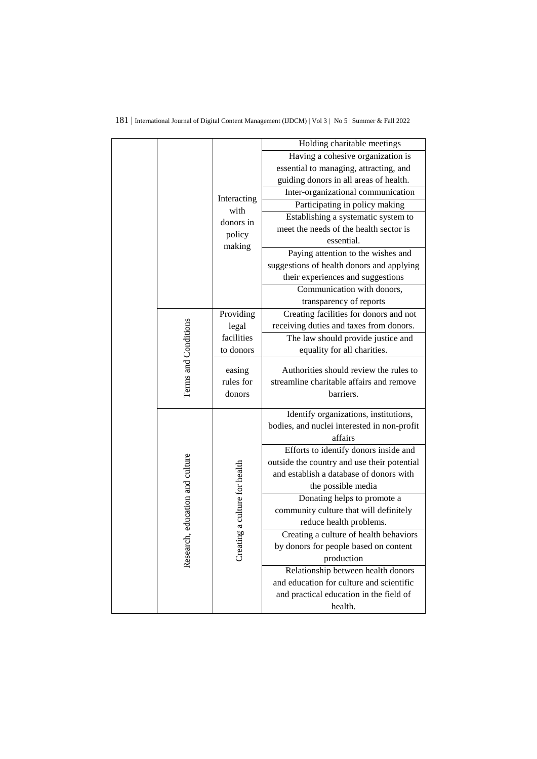|  |  |  |  |
|---|---|---|---|
|  |  | Interacting with donors in policy making | Holding charitable meetings |
|  |  |  | Having a cohesive organization is essential to managing, attracting, and guiding donors in all areas of health. |
|  |  |  | Inter-organizational communication |
|  |  |  | Participating in policy making |
|  |  |  | Establishing a systematic system to meet the needs of the health sector is essential. |
|  |  |  | Paying attention to the wishes and suggestions of health donors and applying their experiences and suggestions |
|  |  |  | Communication with donors, transparency of reports |
|  | Terms and Conditions | Providing legal facilities to donors | Creating facilities for donors and not receiving duties and taxes from donors. |
|  |  |  | The law should provide justice and equality for all charities. |
|  |  | easing rules for donors | Authorities should review the rules to streamline charitable affairs and remove barriers. |
|  | Research, education and culture | Creating a culture for health | Identify organizations, institutions, bodies, and nuclei interested in non-profit affairs |
|  |  |  | Efforts to identify donors inside and outside the country and use their potential and establish a database of donors with the possible media |
|  |  |  | Donating helps to promote a community culture that will definitely reduce health problems. |
|  |  |  | Creating a culture of health behaviors by donors for people based on content production |
|  |  |  | Relationship between health donors and education for culture and scientific and practical education in the field of health. |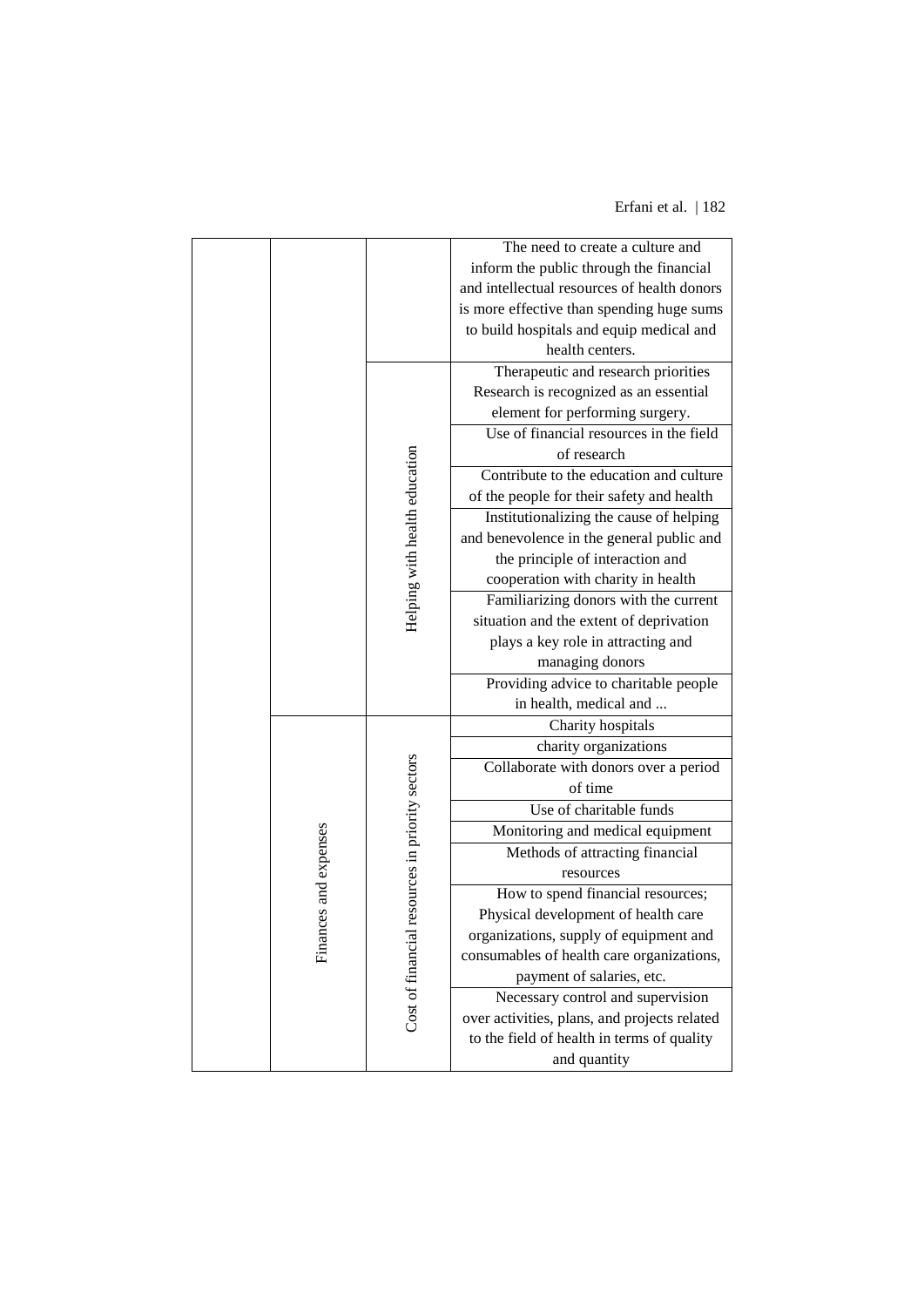| | | | |
|---|---|---|---|
| | | | The need to create a culture and inform the public through the financial and intellectual resources of health donors is more effective than spending huge sums to build hospitals and equip medical and health centers. |
| | | Helping with health education | Therapeutic and research priorities Research is recognized as an essential element for performing surgery. |
| | | | Use of financial resources in the field of research |
| | | | Contribute to the education and culture of the people for their safety and health |
| | | | Institutionalizing the cause of helping and benevolence in the general public and the principle of interaction and cooperation with charity in health |
| | | | Familiarizing donors with the current situation and the extent of deprivation plays a key role in attracting and managing donors |
| | | | Providing advice to charitable people in health, medical and ... |
| | Finances and expenses | Cost of financial resources in priority sectors | Charity hospitals |
| | | | charity organizations |
| | | | Collaborate with donors over a period of time |
| | | | Use of charitable funds |
| | | | Monitoring and medical equipment |
| | | | Methods of attracting financial resources |
| | | | How to spend financial resources; Physical development of health care organizations, supply of equipment and consumables of health care organizations, payment of salaries, etc. |
| | | | Necessary control and supervision over activities, plans, and projects related to the field of health in terms of quality and quantity |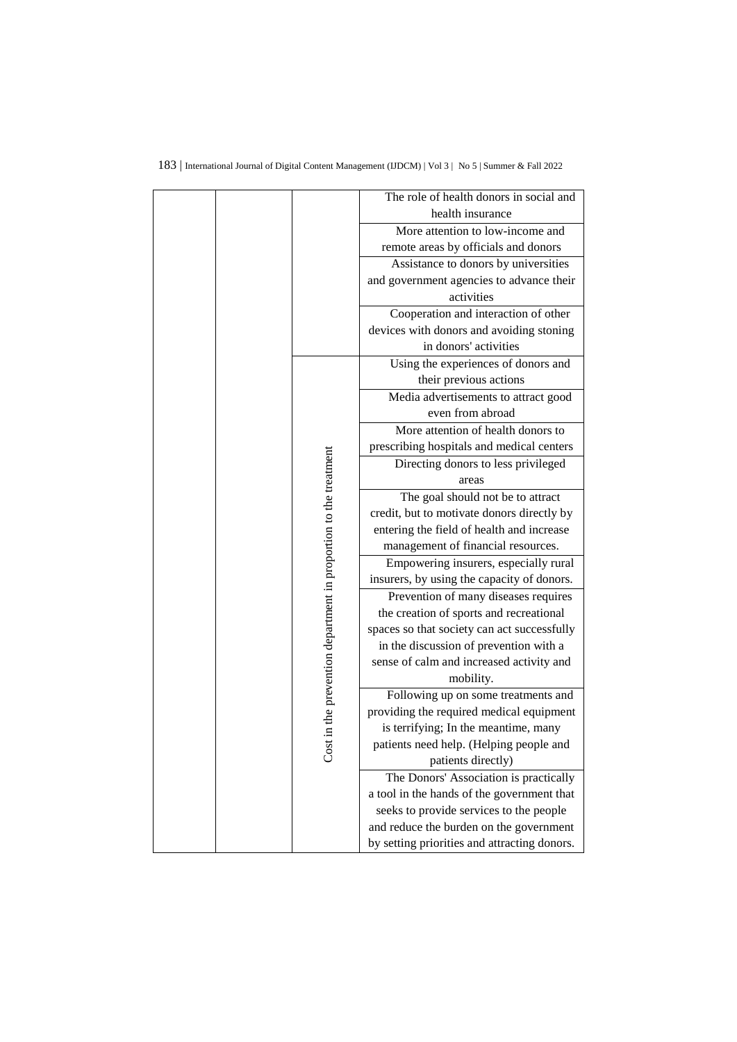| | | | |
|---|---|---|---|
| | | | The role of health donors in social and health insurance |
| | | | More attention to low-income and remote areas by officials and donors |
| | | | Assistance to donors by universities and government agencies to advance their activities |
| | | | Cooperation and interaction of other devices with donors and avoiding stoning in donors' activities |
| | | Cost in the prevention department in proportion to the treatment | Using the experiences of donors and their previous actions |
| | | | Media advertisements to attract good even from abroad |
| | | | More attention of health donors to prescribing hospitals and medical centers |
| | | | Directing donors to less privileged areas |
| | | | The goal should not be to attract credit, but to motivate donors directly by entering the field of health and increase management of financial resources. |
| | | | Empowering insurers, especially rural insurers, by using the capacity of donors. |
| | | | Prevention of many diseases requires the creation of sports and recreational spaces so that society can act successfully in the discussion of prevention with a sense of calm and increased activity and mobility. |
| | | | Following up on some treatments and providing the required medical equipment is terrifying; In the meantime, many patients need help. (Helping people and patients directly) |
| | | | The Donors' Association is practically a tool in the hands of the government that seeks to provide services to the people and reduce the burden on the government by setting priorities and attracting donors. |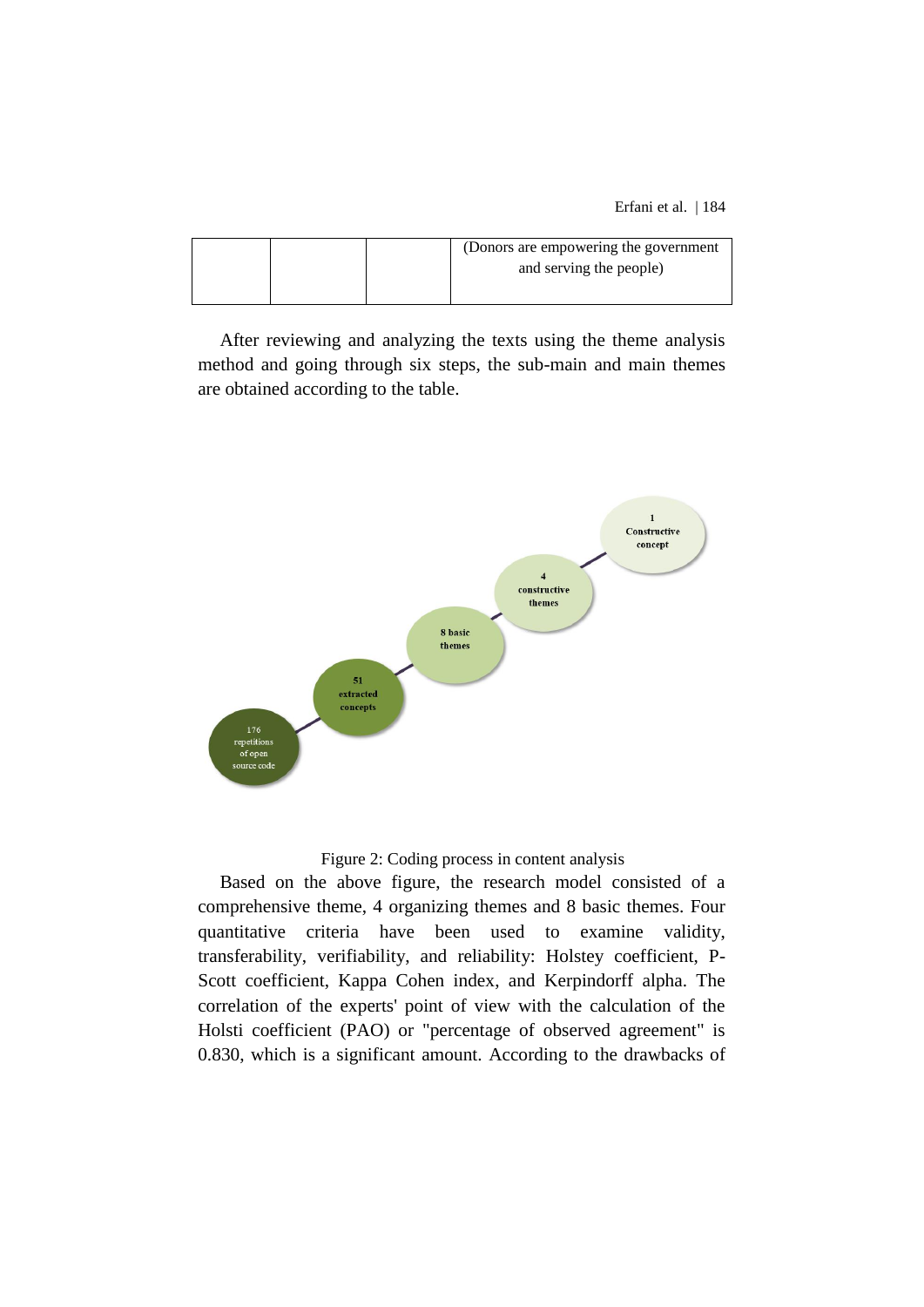| | | | (Donors are empowering the government and serving the people) |
|---|---|---|---|

After reviewing and analyzing the texts using the theme analysis method and going through six steps, the sub-main and main themes are obtained according to the table.

176 repetitions of open source code → 51 extracted concepts → 8 basic themes → 4 constructive themes → 1 Constructive concept

Figure 2: Coding process in content analysis

Based on the above figure, the research model consisted of a comprehensive theme, 4 organizing themes and 8 basic themes. Four quantitative criteria have been used to examine validity, transferability, verifiability, and reliability: Holstey coefficient, P-Scott coefficient, Kappa Cohen index, and Kerpindorff alpha. The correlation of the experts' point of view with the calculation of the Holsti coefficient (PAO) or "percentage of observed agreement" is 0.830, which is a significant amount. According to the drawbacks of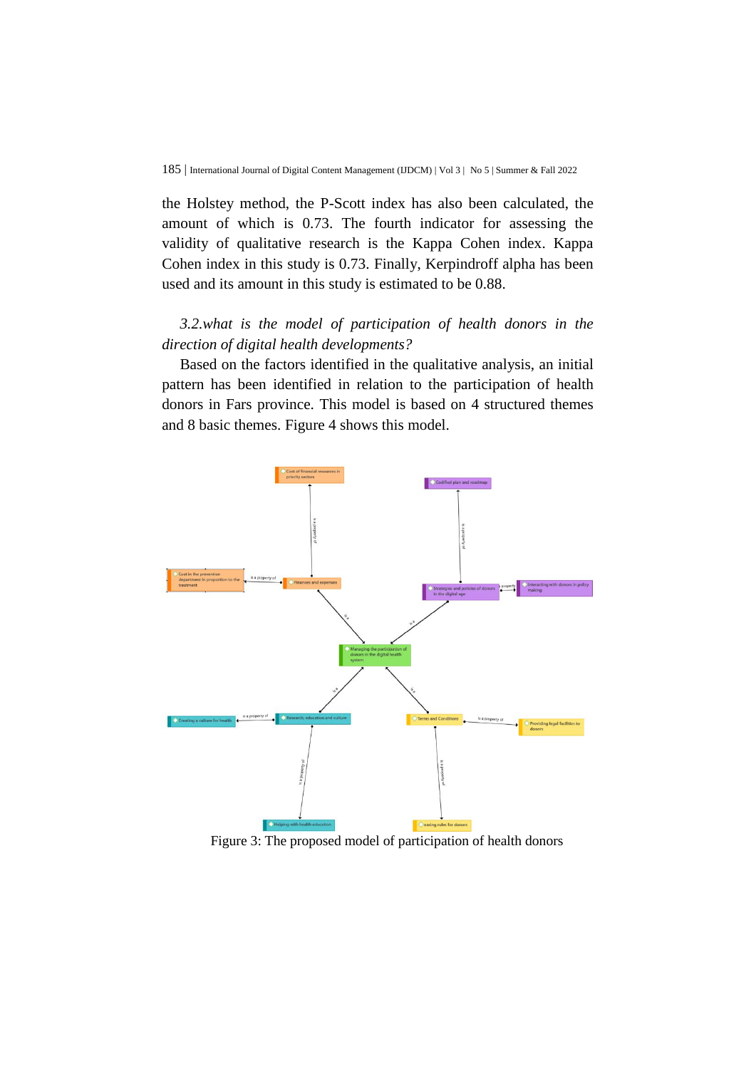the Holstey method, the P-Scott index has also been calculated, the amount of which is 0.73. The fourth indicator for assessing the validity of qualitative research is the Kappa Cohen index. Kappa Cohen index in this study is 0.73. Finally, Kerpindroff alpha has been used and its amount in this study is estimated to be 0.88.

*3.2.what is the model of participation of health donors in the direction of digital health developments?*

Based on the factors identified in the qualitative analysis, an initial pattern has been identified in relation to the participation of health donors in Fars province. This model is based on 4 structured themes and 8 basic themes. Figure 4 shows this model.

Figure 3: The proposed model of participation of health donors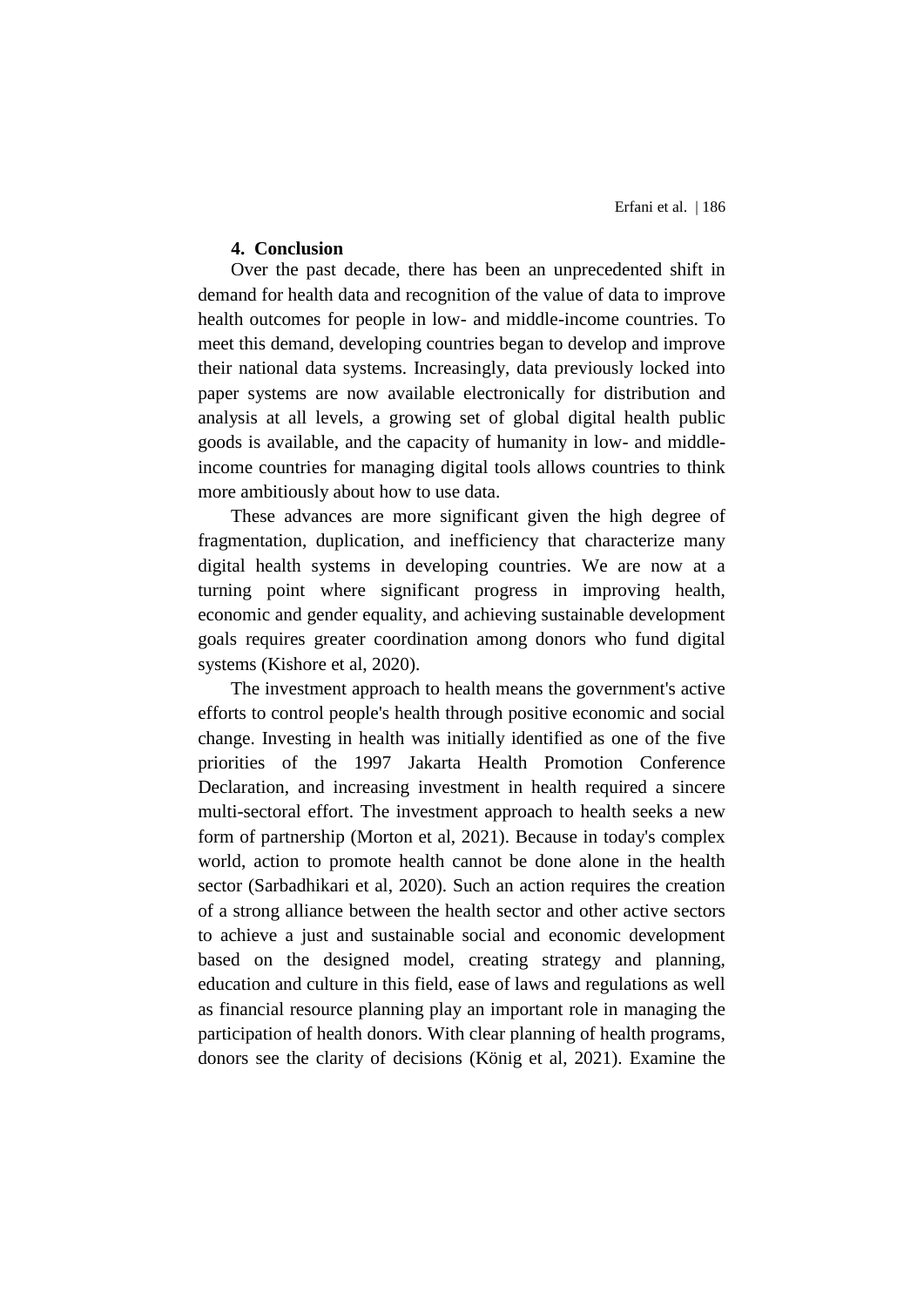## 4. Conclusion

Over the past decade, there has been an unprecedented shift in demand for health data and recognition of the value of data to improve health outcomes for people in low- and middle-income countries. To meet this demand, developing countries began to develop and improve their national data systems. Increasingly, data previously locked into paper systems are now available electronically for distribution and analysis at all levels, a growing set of global digital health public goods is available, and the capacity of humanity in low- and middle-income countries for managing digital tools allows countries to think more ambitiously about how to use data.

These advances are more significant given the high degree of fragmentation, duplication, and inefficiency that characterize many digital health systems in developing countries. We are now at a turning point where significant progress in improving health, economic and gender equality, and achieving sustainable development goals requires greater coordination among donors who fund digital systems (Kishore et al, 2020).

The investment approach to health means the government's active efforts to control people's health through positive economic and social change. Investing in health was initially identified as one of the five priorities of the 1997 Jakarta Health Promotion Conference Declaration, and increasing investment in health required a sincere multi-sectoral effort. The investment approach to health seeks a new form of partnership (Morton et al, 2021). Because in today's complex world, action to promote health cannot be done alone in the health sector (Sarbadhikari et al, 2020). Such an action requires the creation of a strong alliance between the health sector and other active sectors to achieve a just and sustainable social and economic development based on the designed model, creating strategy and planning, education and culture in this field, ease of laws and regulations as well as financial resource planning play an important role in managing the participation of health donors. With clear planning of health programs, donors see the clarity of decisions (König et al, 2021). Examine the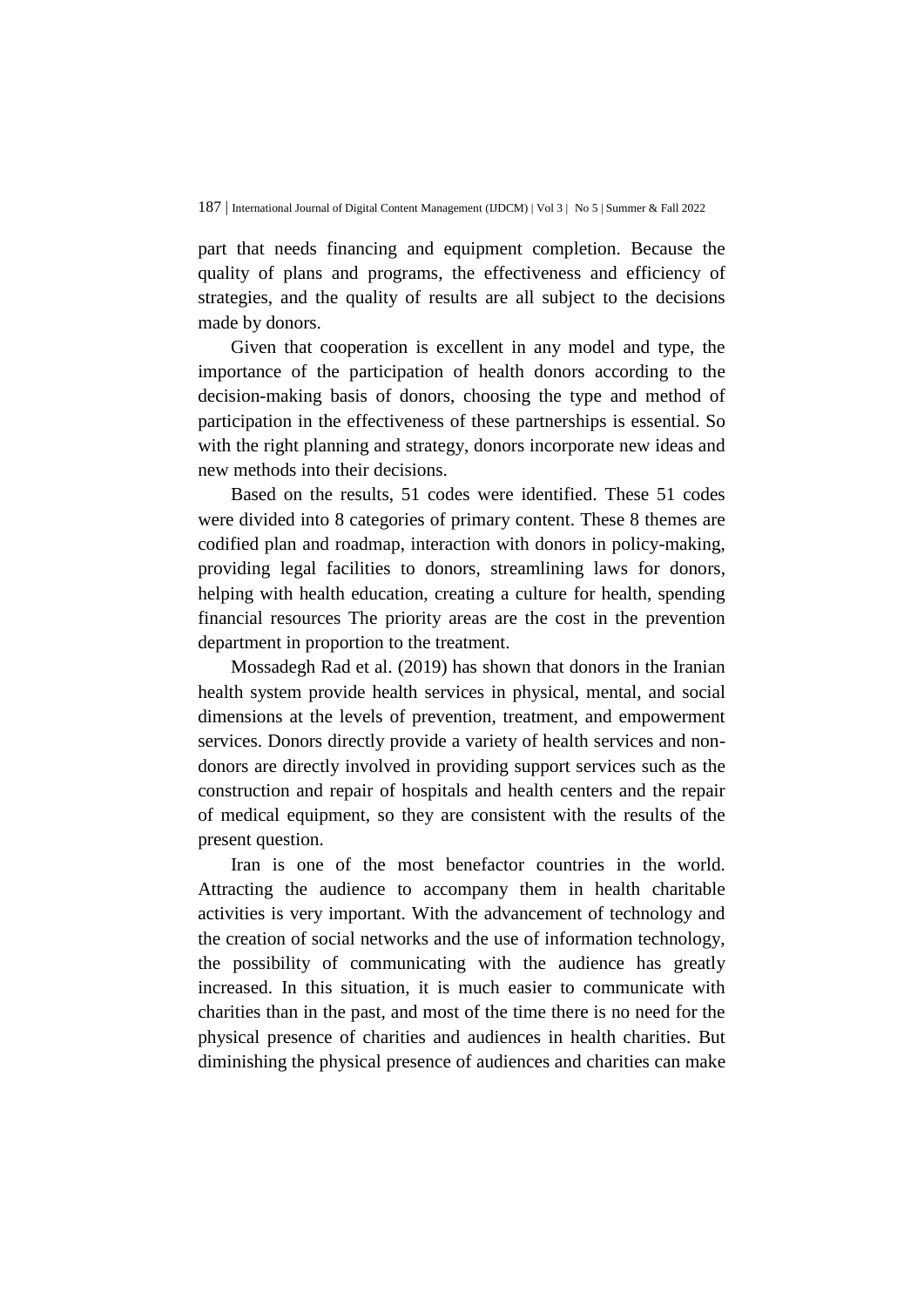part that needs financing and equipment completion. Because the quality of plans and programs, the effectiveness and efficiency of strategies, and the quality of results are all subject to the decisions made by donors.

Given that cooperation is excellent in any model and type, the importance of the participation of health donors according to the decision-making basis of donors, choosing the type and method of participation in the effectiveness of these partnerships is essential. So with the right planning and strategy, donors incorporate new ideas and new methods into their decisions.

Based on the results, 51 codes were identified. These 51 codes were divided into 8 categories of primary content. These 8 themes are codified plan and roadmap, interaction with donors in policy-making, providing legal facilities to donors, streamlining laws for donors, helping with health education, creating a culture for health, spending financial resources The priority areas are the cost in the prevention department in proportion to the treatment.

Mossadegh Rad et al. (2019) has shown that donors in the Iranian health system provide health services in physical, mental, and social dimensions at the levels of prevention, treatment, and empowerment services. Donors directly provide a variety of health services and non-donors are directly involved in providing support services such as the construction and repair of hospitals and health centers and the repair of medical equipment, so they are consistent with the results of the present question.

Iran is one of the most benefactor countries in the world. Attracting the audience to accompany them in health charitable activities is very important. With the advancement of technology and the creation of social networks and the use of information technology, the possibility of communicating with the audience has greatly increased. In this situation, it is much easier to communicate with charities than in the past, and most of the time there is no need for the physical presence of charities and audiences in health charities. But diminishing the physical presence of audiences and charities can make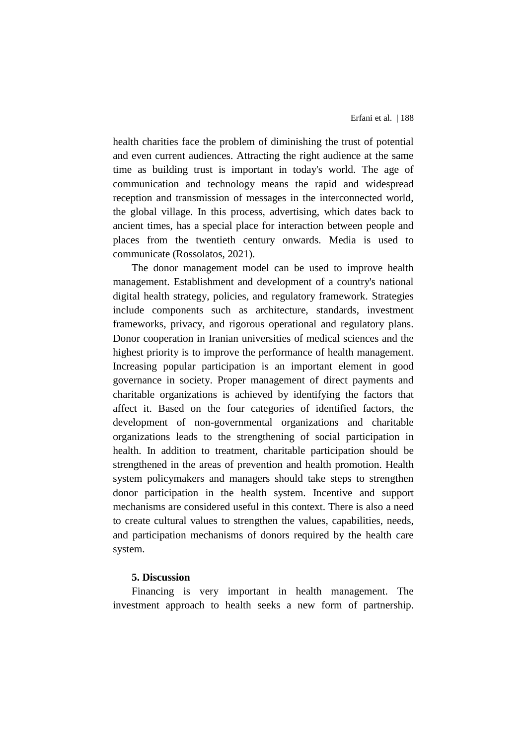health charities face the problem of diminishing the trust of potential and even current audiences. Attracting the right audience at the same time as building trust is important in today's world. The age of communication and technology means the rapid and widespread reception and transmission of messages in the interconnected world, the global village. In this process, advertising, which dates back to ancient times, has a special place for interaction between people and places from the twentieth century onwards. Media is used to communicate (Rossolatos, 2021).

The donor management model can be used to improve health management. Establishment and development of a country's national digital health strategy, policies, and regulatory framework. Strategies include components such as architecture, standards, investment frameworks, privacy, and rigorous operational and regulatory plans. Donor cooperation in Iranian universities of medical sciences and the highest priority is to improve the performance of health management. Increasing popular participation is an important element in good governance in society. Proper management of direct payments and charitable organizations is achieved by identifying the factors that affect it. Based on the four categories of identified factors, the development of non-governmental organizations and charitable organizations leads to the strengthening of social participation in health. In addition to treatment, charitable participation should be strengthened in the areas of prevention and health promotion. Health system policymakers and managers should take steps to strengthen donor participation in the health system. Incentive and support mechanisms are considered useful in this context. There is also a need to create cultural values to strengthen the values, capabilities, needs, and participation mechanisms of donors required by the health care system.

## 5. Discussion

Financing is very important in health management. The investment approach to health seeks a new form of partnership.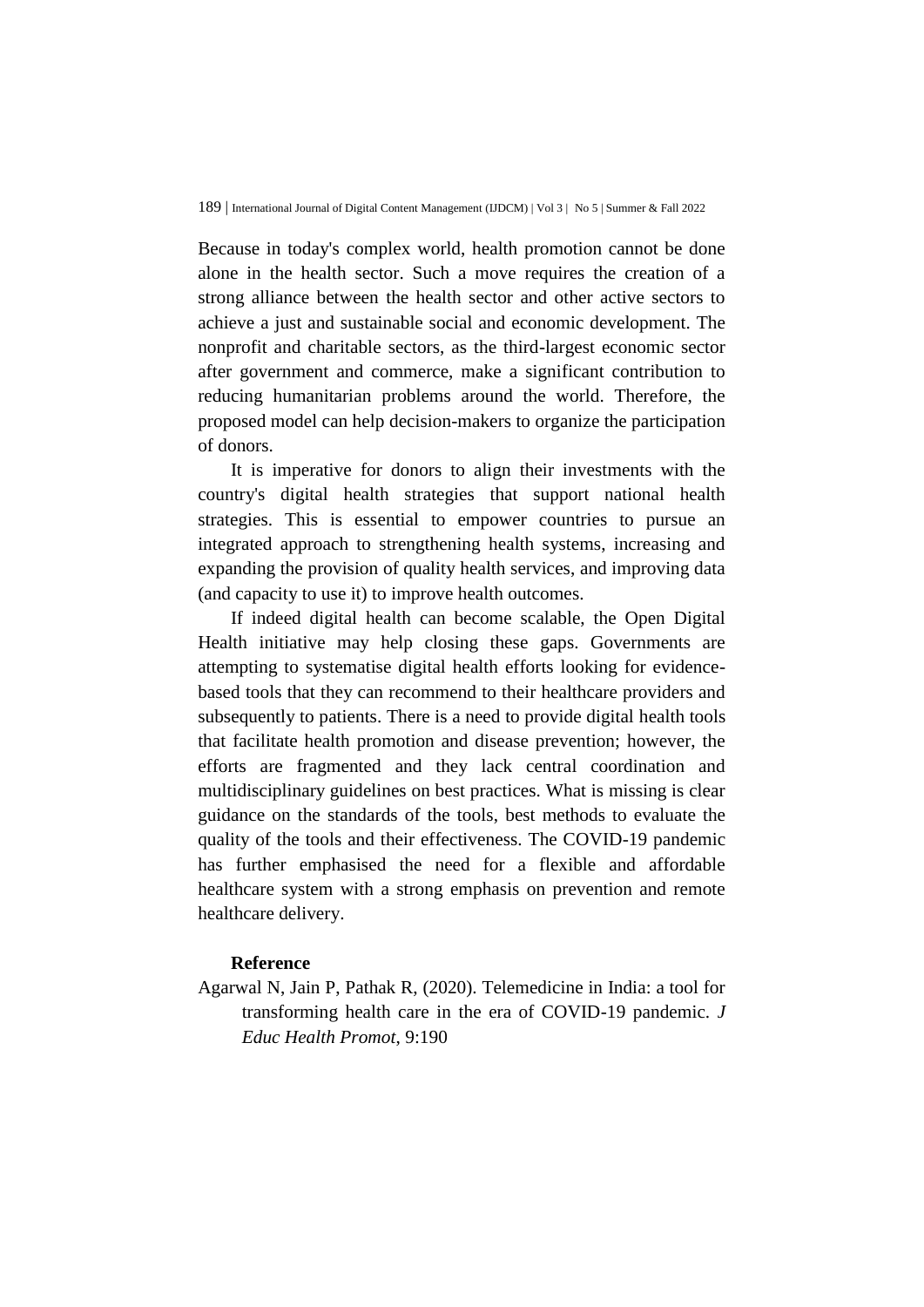Because in today's complex world, health promotion cannot be done alone in the health sector. Such a move requires the creation of a strong alliance between the health sector and other active sectors to achieve a just and sustainable social and economic development. The nonprofit and charitable sectors, as the third-largest economic sector after government and commerce, make a significant contribution to reducing humanitarian problems around the world. Therefore, the proposed model can help decision-makers to organize the participation of donors.

It is imperative for donors to align their investments with the country's digital health strategies that support national health strategies. This is essential to empower countries to pursue an integrated approach to strengthening health systems, increasing and expanding the provision of quality health services, and improving data (and capacity to use it) to improve health outcomes.

If indeed digital health can become scalable, the Open Digital Health initiative may help closing these gaps. Governments are attempting to systematise digital health efforts looking for evidence-based tools that they can recommend to their healthcare providers and subsequently to patients. There is a need to provide digital health tools that facilitate health promotion and disease prevention; however, the efforts are fragmented and they lack central coordination and multidisciplinary guidelines on best practices. What is missing is clear guidance on the standards of the tools, best methods to evaluate the quality of the tools and their effectiveness. The COVID-19 pandemic has further emphasised the need for a flexible and affordable healthcare system with a strong emphasis on prevention and remote healthcare delivery.

## Reference

Agarwal N, Jain P, Pathak R, (2020). Telemedicine in India: a tool for transforming health care in the era of COVID-19 pandemic. *J Educ Health Promot*, 9:190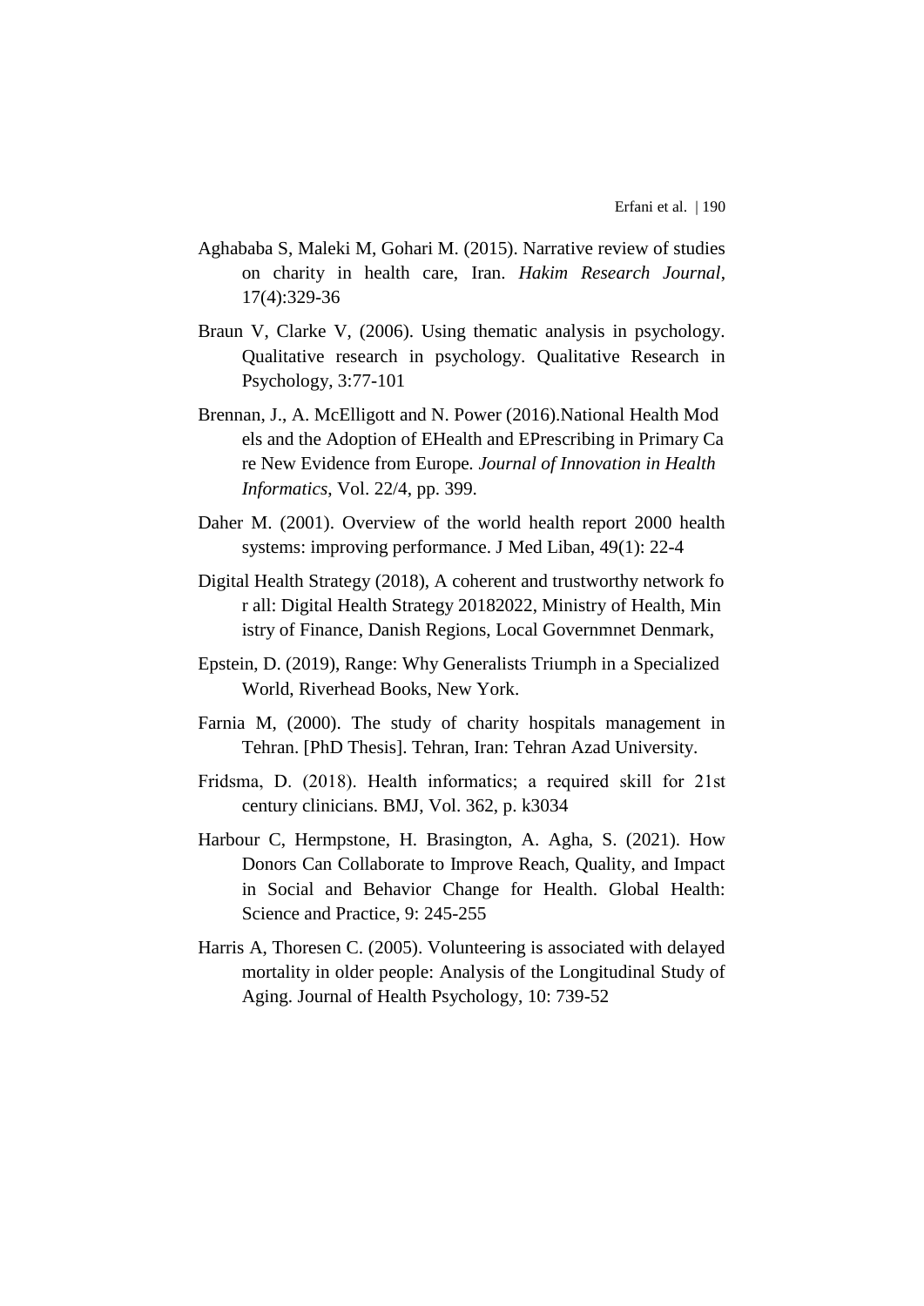Aghababa S, Maleki M, Gohari M. (2015). Narrative review of studies on charity in health care, Iran. *Hakim Research Journal*, 17(4):329-36

Braun V, Clarke V, (2006). Using thematic analysis in psychology. Qualitative research in psychology. Qualitative Research in Psychology, 3:77-101

Brennan, J., A. McElligott and N. Power (2016).National Health Mod els and the Adoption of EHealth and EPrescribing in Primary Ca re New Evidence from Europe. *Journal of Innovation in Health Informatics*, Vol. 22/4, pp. 399.

Daher M. (2001). Overview of the world health report 2000 health systems: improving performance. J Med Liban, 49(1): 22-4

Digital Health Strategy (2018), A coherent and trustworthy network fo r all: Digital Health Strategy 20182022, Ministry of Health, Min istry of Finance, Danish Regions, Local Governmnet Denmark,

Epstein, D. (2019), Range: Why Generalists Triumph in a Specialized World, Riverhead Books, New York.

Farnia M, (2000). The study of charity hospitals management in Tehran. [PhD Thesis]. Tehran, Iran: Tehran Azad University.

Fridsma, D. (2018). Health informatics; a required skill for 21st century clinicians. BMJ, Vol. 362, p. k3034

Harbour C, Hermpstone, H. Brasington, A. Agha, S. (2021). How Donors Can Collaborate to Improve Reach, Quality, and Impact in Social and Behavior Change for Health. Global Health: Science and Practice, 9: 245-255

Harris A, Thoresen C. (2005). Volunteering is associated with delayed mortality in older people: Analysis of the Longitudinal Study of Aging. Journal of Health Psychology, 10: 739-52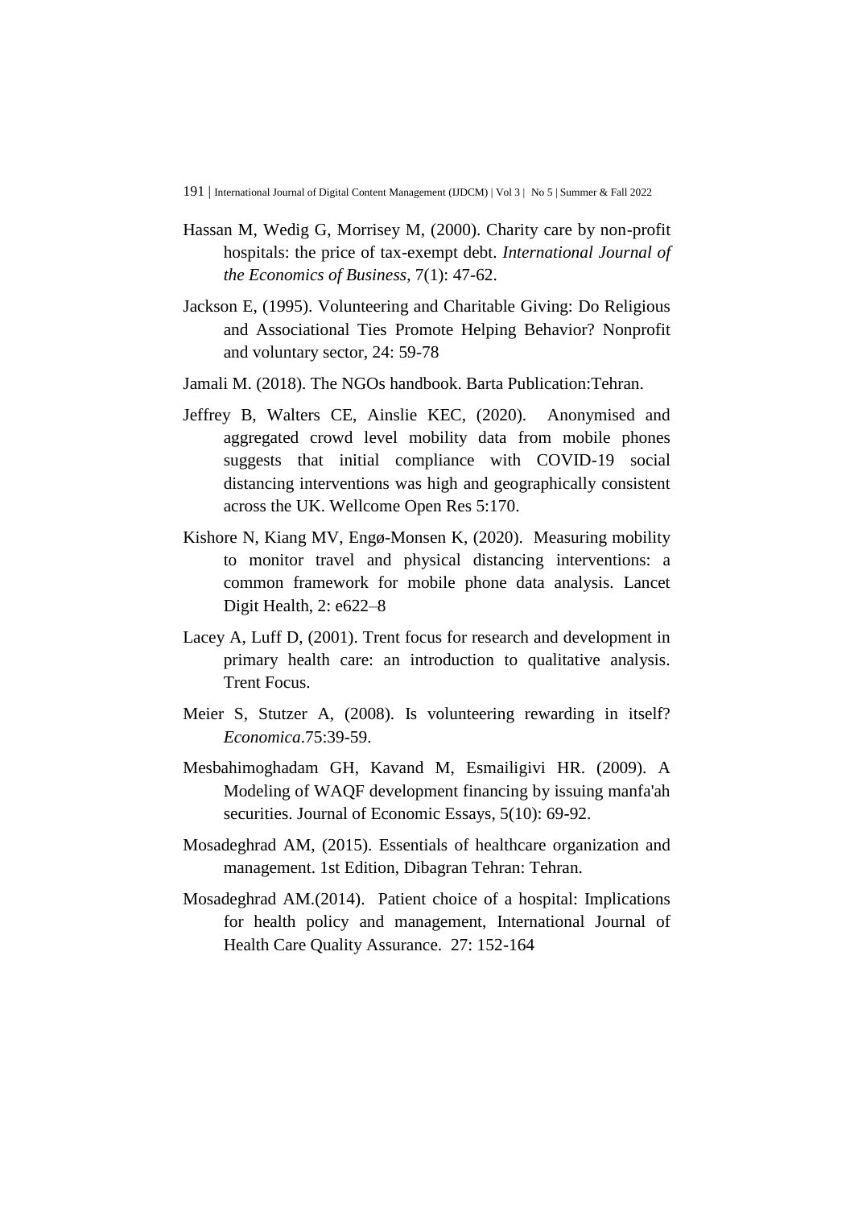Hassan M, Wedig G, Morrisey M, (2000). Charity care by non-profit hospitals: the price of tax-exempt debt. *International Journal of the Economics of Business*, 7(1): 47-62.

Jackson E, (1995). Volunteering and Charitable Giving: Do Religious and Associational Ties Promote Helping Behavior? Nonprofit and voluntary sector, 24: 59-78

Jamali M. (2018). The NGOs handbook. Barta Publication:Tehran.

Jeffrey B, Walters CE, Ainslie KEC, (2020). Anonymised and aggregated crowd level mobility data from mobile phones suggests that initial compliance with COVID-19 social distancing interventions was high and geographically consistent across the UK. Wellcome Open Res 5:170.

Kishore N, Kiang MV, Engø-Monsen K, (2020). Measuring mobility to monitor travel and physical distancing interventions: a common framework for mobile phone data analysis. Lancet Digit Health, 2: e622–8

Lacey A, Luff D, (2001). Trent focus for research and development in primary health care: an introduction to qualitative analysis. Trent Focus.

Meier S, Stutzer A, (2008). Is volunteering rewarding in itself? *Economica*.75:39-59.

Mesbahimoghadam GH, Kavand M, Esmailigivi HR. (2009). A Modeling of WAQF development financing by issuing manfa'ah securities. Journal of Economic Essays, 5(10): 69-92.

Mosadeghrad AM, (2015). Essentials of healthcare organization and management. 1st Edition, Dibagran Tehran: Tehran.

Mosadeghrad AM.(2014). Patient choice of a hospital: Implications for health policy and management, International Journal of Health Care Quality Assurance. 27: 152-164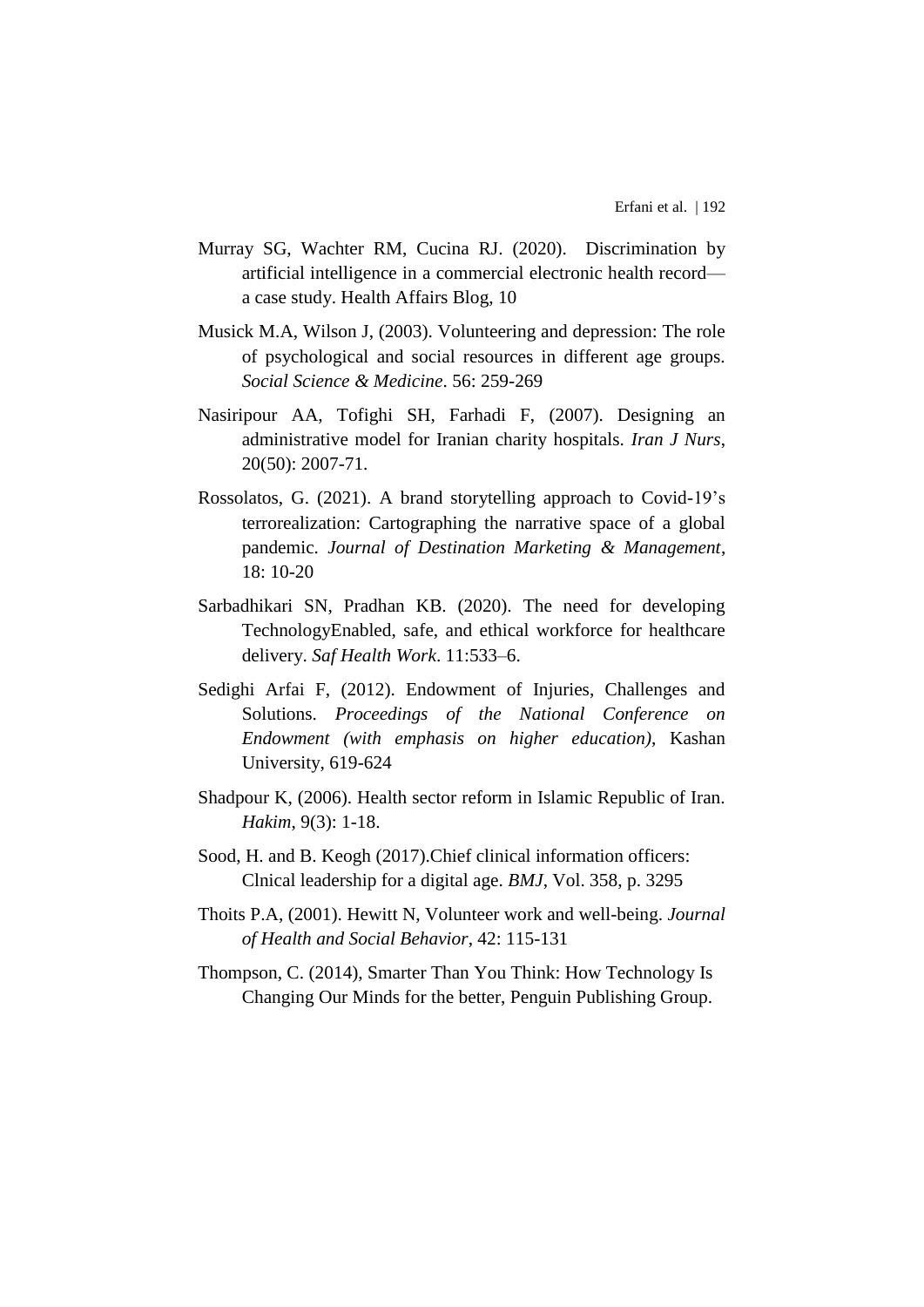Murray SG, Wachter RM, Cucina RJ. (2020). Discrimination by artificial intelligence in a commercial electronic health record—a case study. Health Affairs Blog, 10

Musick M.A, Wilson J, (2003). Volunteering and depression: The role of psychological and social resources in different age groups. *Social Science & Medicine*. 56: 259-269

Nasiripour AA, Tofighi SH, Farhadi F, (2007). Designing an administrative model for Iranian charity hospitals. *Iran J Nurs*, 20(50): 2007-71.

Rossolatos, G. (2021). A brand storytelling approach to Covid-19's terrorealization: Cartographing the narrative space of a global pandemic. *Journal of Destination Marketing & Management*, 18: 10-20

Sarbadhikari SN, Pradhan KB. (2020). The need for developing TechnologyEnabled, safe, and ethical workforce for healthcare delivery. *Saf Health Work*. 11:533–6.

Sedighi Arfai F, (2012). Endowment of Injuries, Challenges and Solutions. *Proceedings of the National Conference on Endowment (with emphasis on higher education)*, Kashan University, 619-624

Shadpour K, (2006). Health sector reform in Islamic Republic of Iran. *Hakim*, 9(3): 1-18.

Sood, H. and B. Keogh (2017).Chief clinical information officers: Clnical leadership for a digital age. *BMJ*, Vol. 358, p. 3295

Thoits P.A, (2001). Hewitt N, Volunteer work and well-being. *Journal of Health and Social Behavior*, 42: 115-131

Thompson, C. (2014), Smarter Than You Think: How Technology Is Changing Our Minds for the better, Penguin Publishing Group.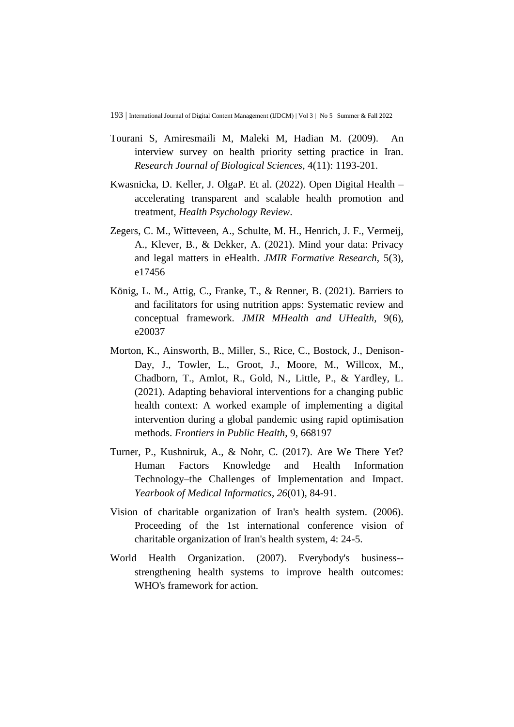Tourani S, Amiresmaili M, Maleki M, Hadian M. (2009). An interview survey on health priority setting practice in Iran. *Research Journal of Biological Sciences*, 4(11): 1193-201.

Kwasnicka, D. Keller, J. OlgaP. Et al. (2022). Open Digital Health – accelerating transparent and scalable health promotion and treatment, *Health Psychology Review*.

Zegers, C. M., Witteveen, A., Schulte, M. H., Henrich, J. F., Vermeij, A., Klever, B., & Dekker, A. (2021). Mind your data: Privacy and legal matters in eHealth. *JMIR Formative Research*, 5(3), e17456

König, L. M., Attig, C., Franke, T., & Renner, B. (2021). Barriers to and facilitators for using nutrition apps: Systematic review and conceptual framework. *JMIR MHealth and UHealth*, 9(6), e20037

Morton, K., Ainsworth, B., Miller, S., Rice, C., Bostock, J., Denison-Day, J., Towler, L., Groot, J., Moore, M., Willcox, M., Chadborn, T., Amlot, R., Gold, N., Little, P., & Yardley, L. (2021). Adapting behavioral interventions for a changing public health context: A worked example of implementing a digital intervention during a global pandemic using rapid optimisation methods. *Frontiers in Public Health*, 9, 668197

Turner, P., Kushniruk, A., & Nohr, C. (2017). Are We There Yet? Human Factors Knowledge and Health Information Technology–the Challenges of Implementation and Impact. *Yearbook of Medical Informatics*, *26*(01), 84-91.

Vision of charitable organization of Iran's health system. (2006). Proceeding of the 1st international conference vision of charitable organization of Iran's health system, 4: 24-5.

World Health Organization. (2007). Everybody's business--strengthening health systems to improve health outcomes: WHO's framework for action.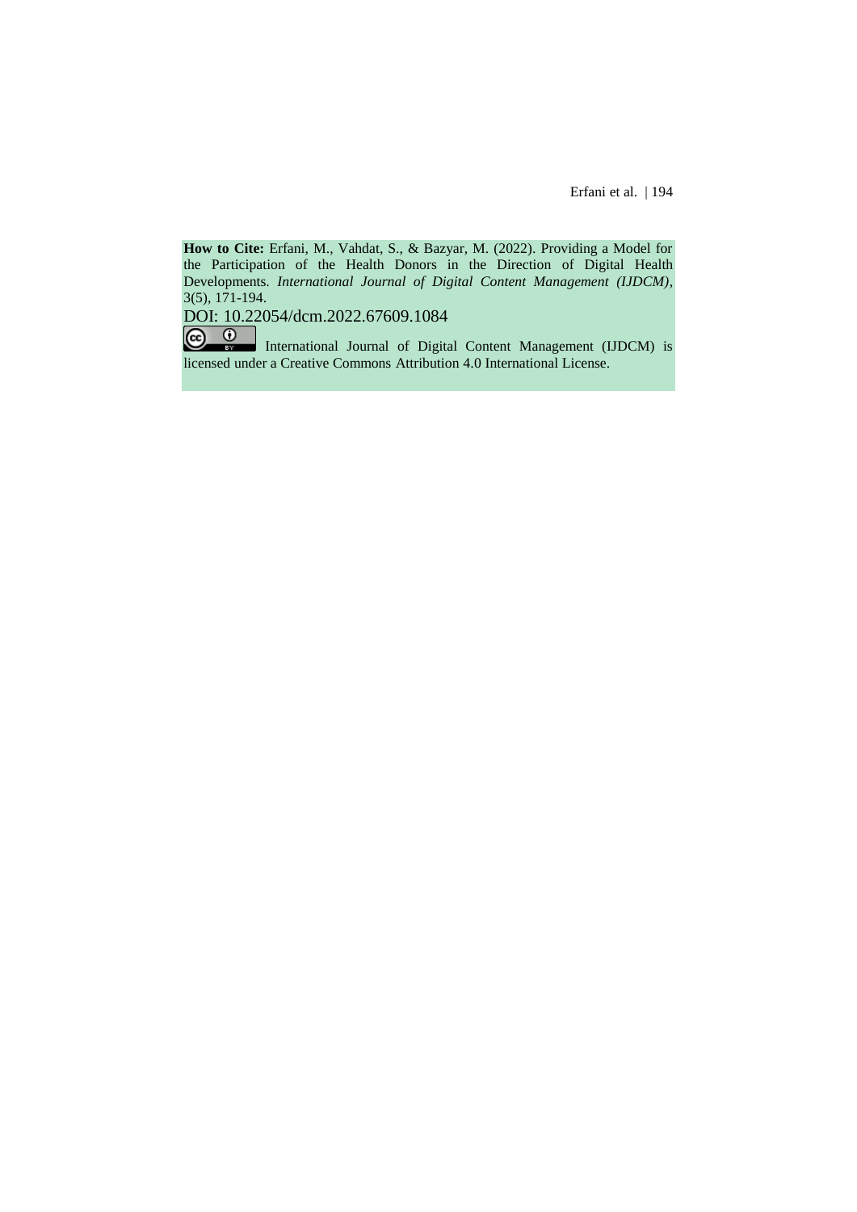**How to Cite:** Erfani, M., Vahdat, S., & Bazyar, M. (2022). Providing a Model for the Participation of the Health Donors in the Direction of Digital Health Developments. *International Journal of Digital Content Management (IJDCM)*, 3(5), 171-194.

DOI: 10.22054/dcm.2022.67609.1084

International Journal of Digital Content Management (IJDCM) is licensed under a Creative Commons Attribution 4.0 International License.